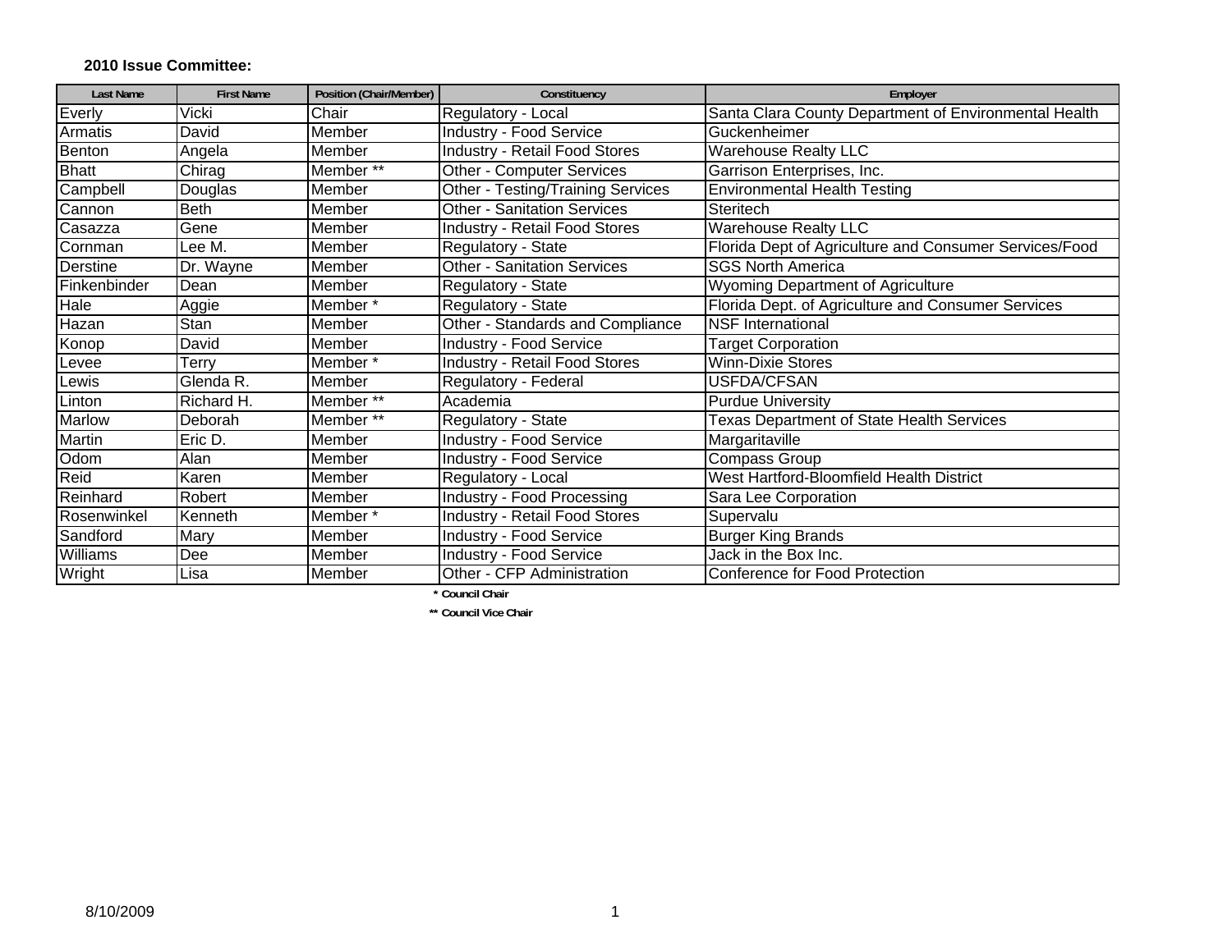**2010 Issue Committee:**

| Last Name | First Name | Position (Chair/Member) | Constituency | Employer |
|---|---|---|---|---|
| Everly | Vicki | Chair | Regulatory - Local | Santa Clara County Department of Environmental Health |
| Armatis | David | Member | Industry - Food Service | Guckenheimer |
| Benton | Angela | Member | Industry - Retail Food Stores | Warehouse Realty LLC |
| Bhatt | Chirag | Member ** | Other - Computer Services | Garrison Enterprises, Inc. |
| Campbell | Douglas | Member | Other - Testing/Training Services | Environmental Health Testing |
| Cannon | Beth | Member | Other - Sanitation Services | Steritech |
| Casazza | Gene | Member | Industry - Retail Food Stores | Warehouse Realty LLC |
| Cornman | Lee M. | Member | Regulatory - State | Florida Dept of Agriculture and Consumer Services/Food |
| Derstine | Dr. Wayne | Member | Other - Sanitation Services | SGS North America |
| Finkenbinder | Dean | Member | Regulatory - State | Wyoming Department of Agriculture |
| Hale | Aggie | Member * | Regulatory - State | Florida Dept. of Agriculture and Consumer Services |
| Hazan | Stan | Member | Other - Standards and Compliance | NSF International |
| Konop | David | Member | Industry - Food Service | Target Corporation |
| Levee | Terry | Member * | Industry - Retail Food Stores | Winn-Dixie Stores |
| Lewis | Glenda R. | Member | Regulatory - Federal | USFDA/CFSAN |
| Linton | Richard H. | Member ** | Academia | Purdue University |
| Marlow | Deborah | Member ** | Regulatory - State | Texas Department of State Health Services |
| Martin | Eric D. | Member | Industry - Food Service | Margaritaville |
| Odom | Alan | Member | Industry - Food Service | Compass Group |
| Reid | Karen | Member | Regulatory - Local | West Hartford-Bloomfield Health District |
| Reinhard | Robert | Member | Industry - Food Processing | Sara Lee Corporation |
| Rosenwinkel | Kenneth | Member * | Industry - Retail Food Stores | Supervalu |
| Sandford | Mary | Member | Industry - Food Service | Burger King Brands |
| Williams | Dee | Member | Industry - Food Service | Jack in the Box Inc. |
| Wright | Lisa | Member | Other - CFP Administration | Conference for Food Protection |

**\* Council Chair**

**\*\* Council Vice Chair**

8/10/2009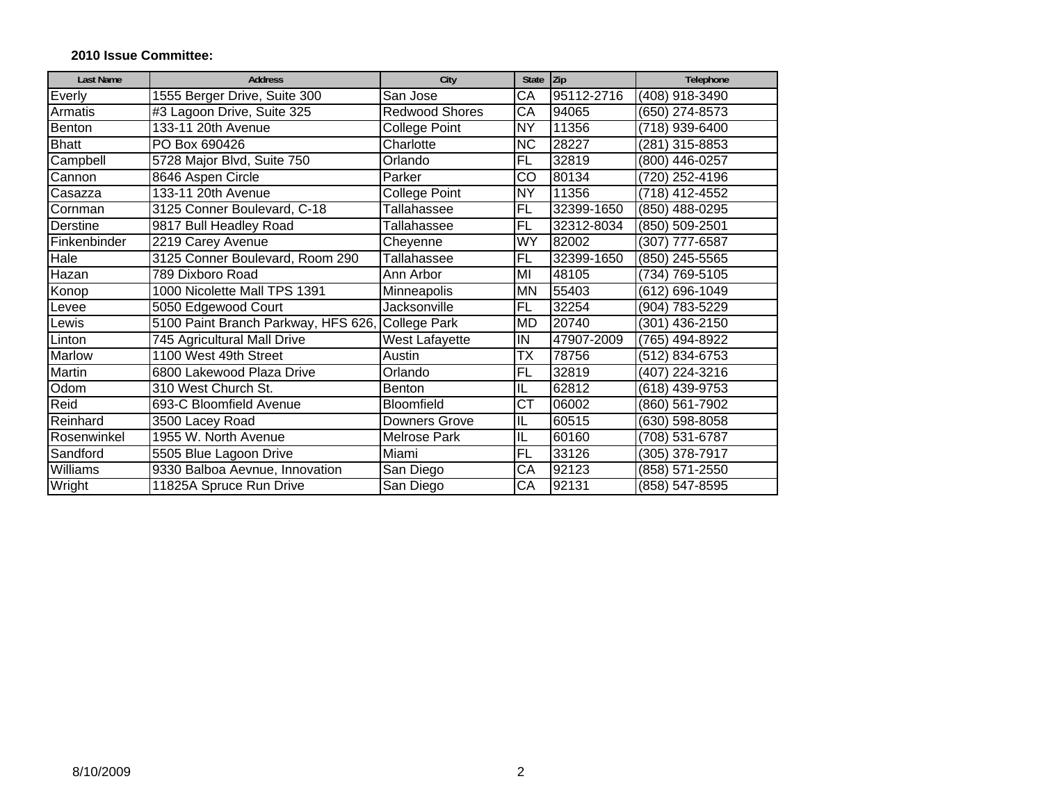**2010 Issue Committee:**

| Last Name | Address | City | State | Zip | Telephone |
|---|---|---|---|---|---|
| Everly | 1555 Berger Drive, Suite 300 | San Jose | CA | 95112-2716 | (408) 918-3490 |
| Armatis | #3 Lagoon Drive, Suite 325 | Redwood Shores | CA | 94065 | (650) 274-8573 |
| Benton | 133-11 20th Avenue | College Point | NY | 11356 | (718) 939-6400 |
| Bhatt | PO Box 690426 | Charlotte | NC | 28227 | (281) 315-8853 |
| Campbell | 5728 Major Blvd, Suite 750 | Orlando | FL | 32819 | (800) 446-0257 |
| Cannon | 8646 Aspen Circle | Parker | CO | 80134 | (720) 252-4196 |
| Casazza | 133-11 20th Avenue | College Point | NY | 11356 | (718) 412-4552 |
| Cornman | 3125 Conner Boulevard, C-18 | Tallahassee | FL | 32399-1650 | (850) 488-0295 |
| Derstine | 9817 Bull Headley Road | Tallahassee | FL | 32312-8034 | (850) 509-2501 |
| Finkenbinder | 2219 Carey Avenue | Cheyenne | WY | 82002 | (307) 777-6587 |
| Hale | 3125 Conner Boulevard, Room 290 | Tallahassee | FL | 32399-1650 | (850) 245-5565 |
| Hazan | 789 Dixboro Road | Ann Arbor | MI | 48105 | (734) 769-5105 |
| Konop | 1000 Nicolette Mall TPS 1391 | Minneapolis | MN | 55403 | (612) 696-1049 |
| Levee | 5050 Edgewood Court | Jacksonville | FL | 32254 | (904) 783-5229 |
| Lewis | 5100 Paint Branch Parkway, HFS 626, | College Park | MD | 20740 | (301) 436-2150 |
| Linton | 745 Agricultural Mall Drive | West Lafayette | IN | 47907-2009 | (765) 494-8922 |
| Marlow | 1100 West 49th Street | Austin | TX | 78756 | (512) 834-6753 |
| Martin | 6800 Lakewood Plaza Drive | Orlando | FL | 32819 | (407) 224-3216 |
| Odom | 310 West Church St. | Benton | IL | 62812 | (618) 439-9753 |
| Reid | 693-C Bloomfield Avenue | Bloomfield | CT | 06002 | (860) 561-7902 |
| Reinhard | 3500 Lacey Road | Downers Grove | IL | 60515 | (630) 598-8058 |
| Rosenwinkel | 1955 W. North Avenue | Melrose Park | IL | 60160 | (708) 531-6787 |
| Sandford | 5505 Blue Lagoon Drive | Miami | FL | 33126 | (305) 378-7917 |
| Williams | 9330 Balboa Aevnue, Innovation | San Diego | CA | 92123 | (858) 571-2550 |
| Wright | 11825A Spruce Run Drive | San Diego | CA | 92131 | (858) 547-8595 |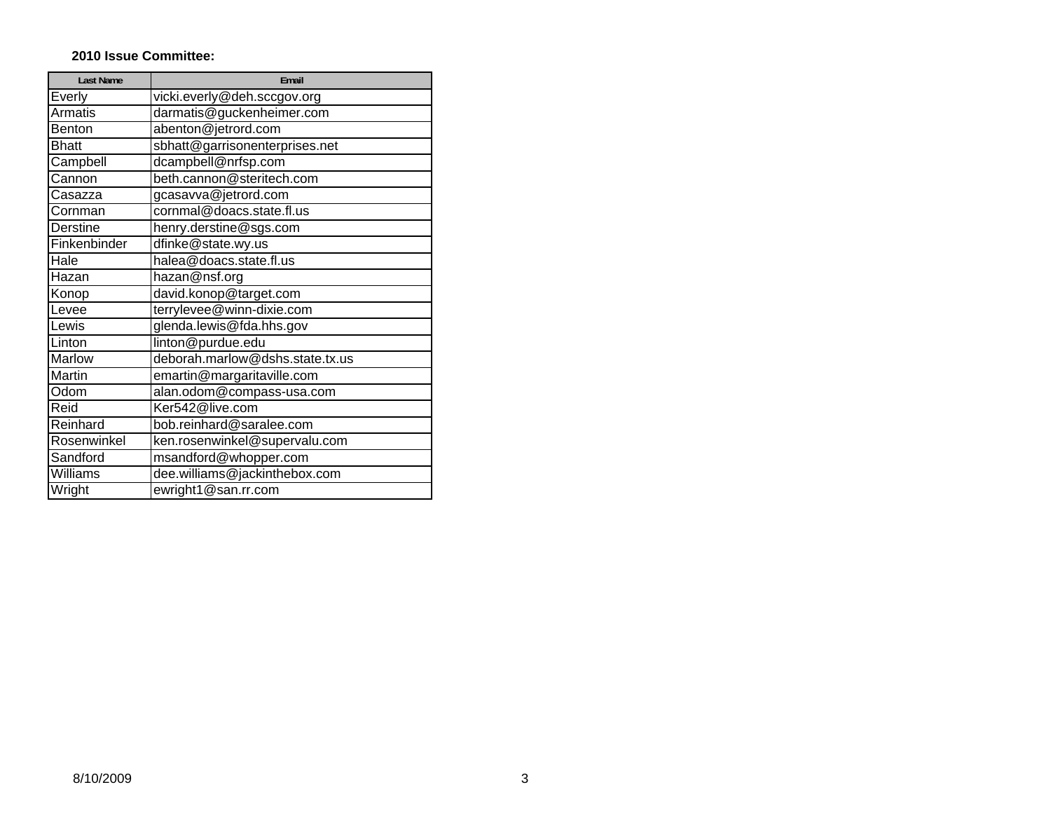**2010 Issue Committee:**

| Last Name | Email |
|---|---|
| Everly | vicki.everly@deh.sccgov.org |
| Armatis | darmatis@guckenheimer.com |
| Benton | abenton@jetrord.com |
| Bhatt | sbhatt@garrisonenterprises.net |
| Campbell | dcampbell@nrfsp.com |
| Cannon | beth.cannon@steritech.com |
| Casazza | gcasavva@jetrord.com |
| Cornman | cornmal@doacs.state.fl.us |
| Derstine | henry.derstine@sgs.com |
| Finkenbinder | dfinke@state.wy.us |
| Hale | halea@doacs.state.fl.us |
| Hazan | hazan@nsf.org |
| Konop | david.konop@target.com |
| Levee | terrylevee@winn-dixie.com |
| Lewis | glenda.lewis@fda.hhs.gov |
| Linton | linton@purdue.edu |
| Marlow | deborah.marlow@dshs.state.tx.us |
| Martin | emartin@margaritaville.com |
| Odom | alan.odom@compass-usa.com |
| Reid | Ker542@live.com |
| Reinhard | bob.reinhard@saralee.com |
| Rosenwinkel | ken.rosenwinkel@supervalu.com |
| Sandford | msandford@whopper.com |
| Williams | dee.williams@jackinthebox.com |
| Wright | ewright1@san.rr.com |

8/10/2009